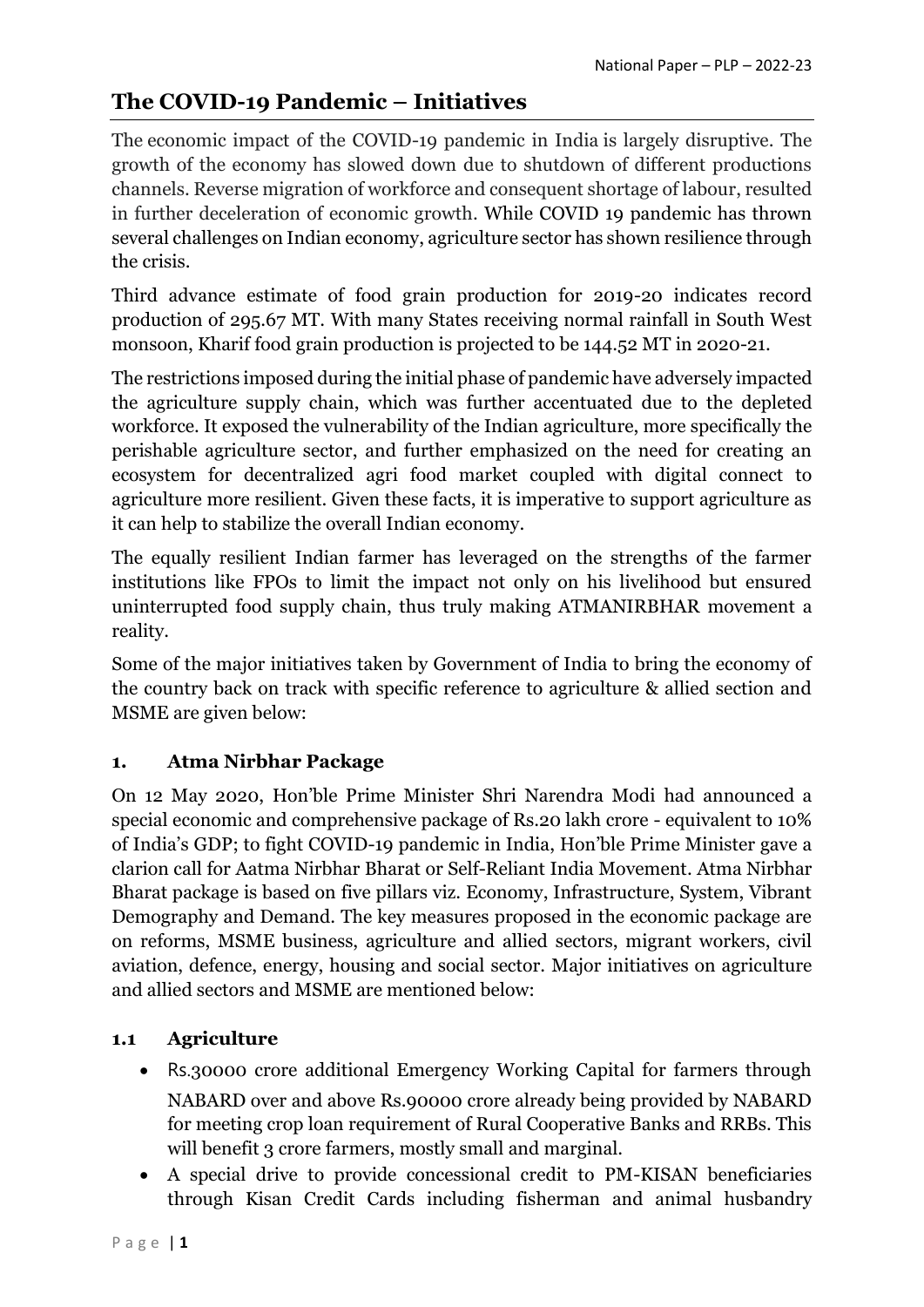# The COVID-19 Pandemic – Initiatives

The economic impact of the COVID-19 pandemic in India is largely disruptive. The growth of the economy has slowed down due to shutdown of different productions channels. Reverse migration of workforce and consequent shortage of labour, resulted in further deceleration of economic growth. While COVID 19 pandemic has thrown several challenges on Indian economy, agriculture sector has shown resilience through the crisis.

Third advance estimate of food grain production for 2019-20 indicates record production of 295.67 MT. With many States receiving normal rainfall in South West monsoon, Kharif food grain production is projected to be 144.52 MT in 2020-21.

The restrictions imposed during the initial phase of pandemic have adversely impacted the agriculture supply chain, which was further accentuated due to the depleted workforce. It exposed the vulnerability of the Indian agriculture, more specifically the perishable agriculture sector, and further emphasized on the need for creating an ecosystem for decentralized agri food market coupled with digital connect to agriculture more resilient. Given these facts, it is imperative to support agriculture as it can help to stabilize the overall Indian economy.

The equally resilient Indian farmer has leveraged on the strengths of the farmer institutions like FPOs to limit the impact not only on his livelihood but ensured uninterrupted food supply chain, thus truly making ATMANIRBHAR movement a reality.

Some of the major initiatives taken by Government of India to bring the economy of the country back on track with specific reference to agriculture & allied section and MSME are given below:

## 1. Atma Nirbhar Package

On 12 May 2020, Hon'ble Prime Minister Shri Narendra Modi had announced a special economic and comprehensive package of Rs.20 lakh crore - equivalent to 10% of India's GDP; to fight COVID-19 pandemic in India, Hon'ble Prime Minister gave a clarion call for Aatma Nirbhar Bharat or Self-Reliant India Movement. Atma Nirbhar Bharat package is based on five pillars viz. Economy, Infrastructure, System, Vibrant Demography and Demand. The key measures proposed in the economic package are on reforms, MSME business, agriculture and allied sectors, migrant workers, civil aviation, defence, energy, housing and social sector. Major initiatives on agriculture and allied sectors and MSME are mentioned below:

### 1.1 Agriculture

- Rs.30000 crore additional Emergency Working Capital for farmers through NABARD over and above Rs.90000 crore already being provided by NABARD for meeting crop loan requirement of Rural Cooperative Banks and RRBs. This will benefit 3 crore farmers, mostly small and marginal.
- A special drive to provide concessional credit to PM-KISAN beneficiaries through Kisan Credit Cards including fisherman and animal husbandry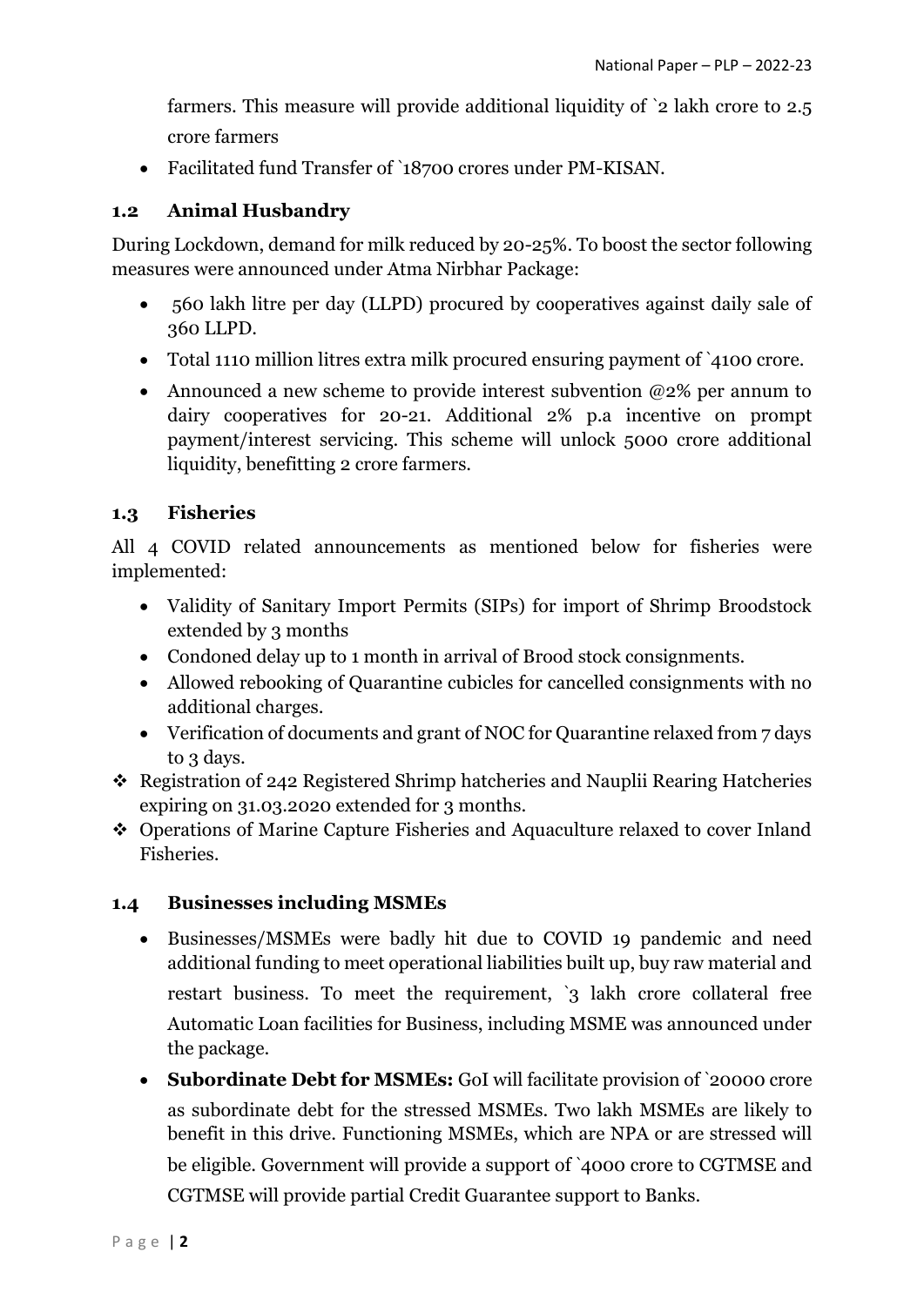farmers. This measure will provide additional liquidity of `2 lakh crore to 2.5 crore farmers

- Facilitated fund Transfer of `18700 crores under PM-KISAN.

## 1.2 Animal Husbandry

During Lockdown, demand for milk reduced by 20-25%. To boost the sector following measures were announced under Atma Nirbhar Package:

- 560 lakh litre per day (LLPD) procured by cooperatives against daily sale of 360 LLPD.
- Total 1110 million litres extra milk procured ensuring payment of `4100 crore.
- Announced a new scheme to provide interest subvention @2% per annum to dairy cooperatives for 20-21. Additional 2% p.a incentive on prompt payment/interest servicing. This scheme will unlock 5000 crore additional liquidity, benefitting 2 crore farmers.

## 1.3 Fisheries

All 4 COVID related announcements as mentioned below for fisheries were implemented:

- Validity of Sanitary Import Permits (SIPs) for import of Shrimp Broodstock extended by 3 months
- Condoned delay up to 1 month in arrival of Brood stock consignments.
- Allowed rebooking of Quarantine cubicles for cancelled consignments with no additional charges.
- Verification of documents and grant of NOC for Quarantine relaxed from 7 days to 3 days.

- Registration of 242 Registered Shrimp hatcheries and Nauplii Rearing Hatcheries expiring on 31.03.2020 extended for 3 months.
- Operations of Marine Capture Fisheries and Aquaculture relaxed to cover Inland Fisheries.

## 1.4 Businesses including MSMEs

- Businesses/MSMEs were badly hit due to COVID 19 pandemic and need additional funding to meet operational liabilities built up, buy raw material and restart business. To meet the requirement, `3 lakh crore collateral free Automatic Loan facilities for Business, including MSME was announced under the package.
- **Subordinate Debt for MSMEs:** GoI will facilitate provision of `20000 crore as subordinate debt for the stressed MSMEs. Two lakh MSMEs are likely to benefit in this drive. Functioning MSMEs, which are NPA or are stressed will be eligible. Government will provide a support of `4000 crore to CGTMSE and CGTMSE will provide partial Credit Guarantee support to Banks.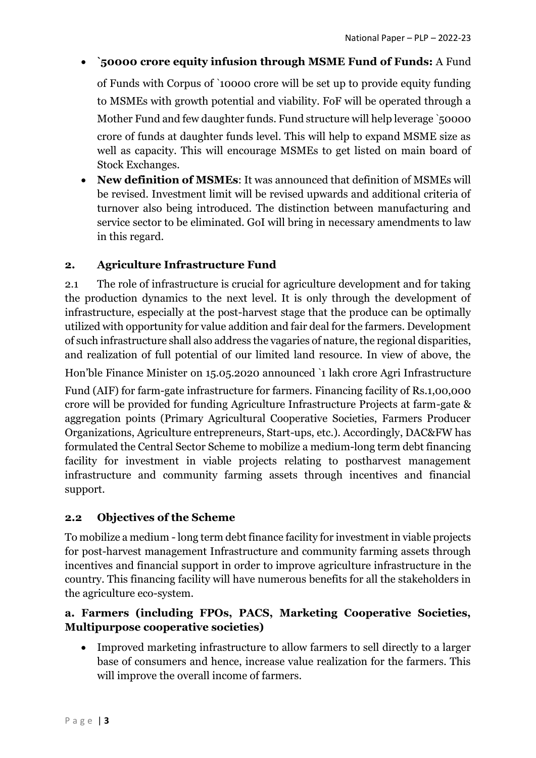- **`50000 crore equity infusion through MSME Fund of Funds:** A Fund of Funds with Corpus of `10000 crore will be set up to provide equity funding to MSMEs with growth potential and viability. FoF will be operated through a Mother Fund and few daughter funds. Fund structure will help leverage `50000 crore of funds at daughter funds level. This will help to expand MSME size as well as capacity. This will encourage MSMEs to get listed on main board of Stock Exchanges.
- **New definition of MSMEs**: It was announced that definition of MSMEs will be revised. Investment limit will be revised upwards and additional criteria of turnover also being introduced. The distinction between manufacturing and service sector to be eliminated. GoI will bring in necessary amendments to law in this regard.

## 2. Agriculture Infrastructure Fund

2.1 The role of infrastructure is crucial for agriculture development and for taking the production dynamics to the next level. It is only through the development of infrastructure, especially at the post-harvest stage that the produce can be optimally utilized with opportunity for value addition and fair deal for the farmers. Development of such infrastructure shall also address the vagaries of nature, the regional disparities, and realization of full potential of our limited land resource. In view of above, the Hon'ble Finance Minister on 15.05.2020 announced `1 lakh crore Agri Infrastructure Fund (AIF) for farm-gate infrastructure for farmers. Financing facility of Rs.1,00,000 crore will be provided for funding Agriculture Infrastructure Projects at farm-gate & aggregation points (Primary Agricultural Cooperative Societies, Farmers Producer Organizations, Agriculture entrepreneurs, Start-ups, etc.). Accordingly, DAC&FW has formulated the Central Sector Scheme to mobilize a medium-long term debt financing facility for investment in viable projects relating to postharvest management infrastructure and community farming assets through incentives and financial support.

### 2.2 Objectives of the Scheme

To mobilize a medium - long term debt finance facility for investment in viable projects for post-harvest management Infrastructure and community farming assets through incentives and financial support in order to improve agriculture infrastructure in the country. This financing facility will have numerous benefits for all the stakeholders in the agriculture eco-system.

### a. Farmers (including FPOs, PACS, Marketing Cooperative Societies, Multipurpose cooperative societies)

- Improved marketing infrastructure to allow farmers to sell directly to a larger base of consumers and hence, increase value realization for the farmers. This will improve the overall income of farmers.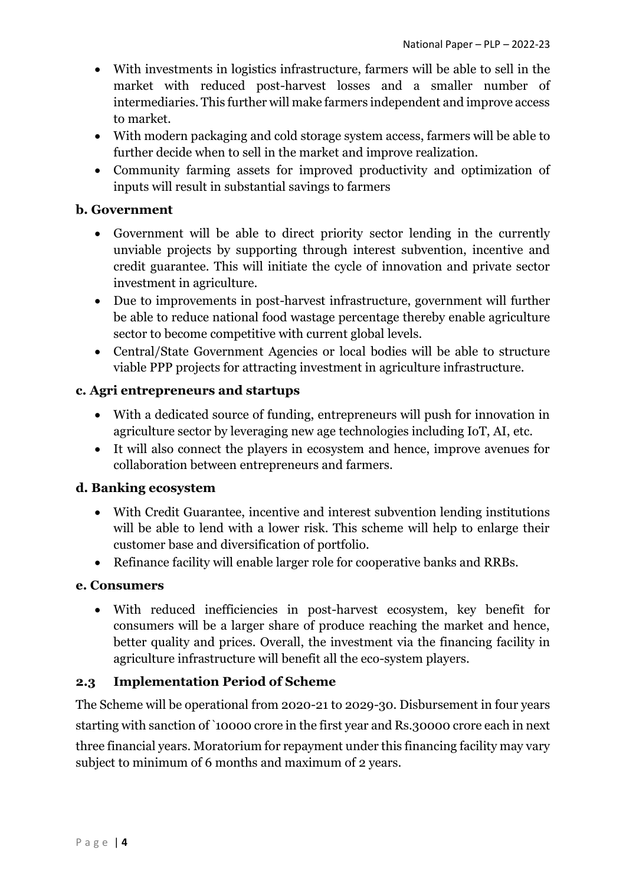- With investments in logistics infrastructure, farmers will be able to sell in the market with reduced post-harvest losses and a smaller number of intermediaries. This further will make farmers independent and improve access to market.
- With modern packaging and cold storage system access, farmers will be able to further decide when to sell in the market and improve realization.
- Community farming assets for improved productivity and optimization of inputs will result in substantial savings to farmers

### b. Government

- Government will be able to direct priority sector lending in the currently unviable projects by supporting through interest subvention, incentive and credit guarantee. This will initiate the cycle of innovation and private sector investment in agriculture.
- Due to improvements in post-harvest infrastructure, government will further be able to reduce national food wastage percentage thereby enable agriculture sector to become competitive with current global levels.
- Central/State Government Agencies or local bodies will be able to structure viable PPP projects for attracting investment in agriculture infrastructure.

### c. Agri entrepreneurs and startups

- With a dedicated source of funding, entrepreneurs will push for innovation in agriculture sector by leveraging new age technologies including IoT, AI, etc.
- It will also connect the players in ecosystem and hence, improve avenues for collaboration between entrepreneurs and farmers.

### d. Banking ecosystem

- With Credit Guarantee, incentive and interest subvention lending institutions will be able to lend with a lower risk. This scheme will help to enlarge their customer base and diversification of portfolio.
- Refinance facility will enable larger role for cooperative banks and RRBs.

### e. Consumers

- With reduced inefficiencies in post-harvest ecosystem, key benefit for consumers will be a larger share of produce reaching the market and hence, better quality and prices. Overall, the investment via the financing facility in agriculture infrastructure will benefit all the eco-system players.

## 2.3 Implementation Period of Scheme

The Scheme will be operational from 2020-21 to 2029-30. Disbursement in four years starting with sanction of `10000 crore in the first year and Rs.30000 crore each in next three financial years. Moratorium for repayment under this financing facility may vary subject to minimum of 6 months and maximum of 2 years.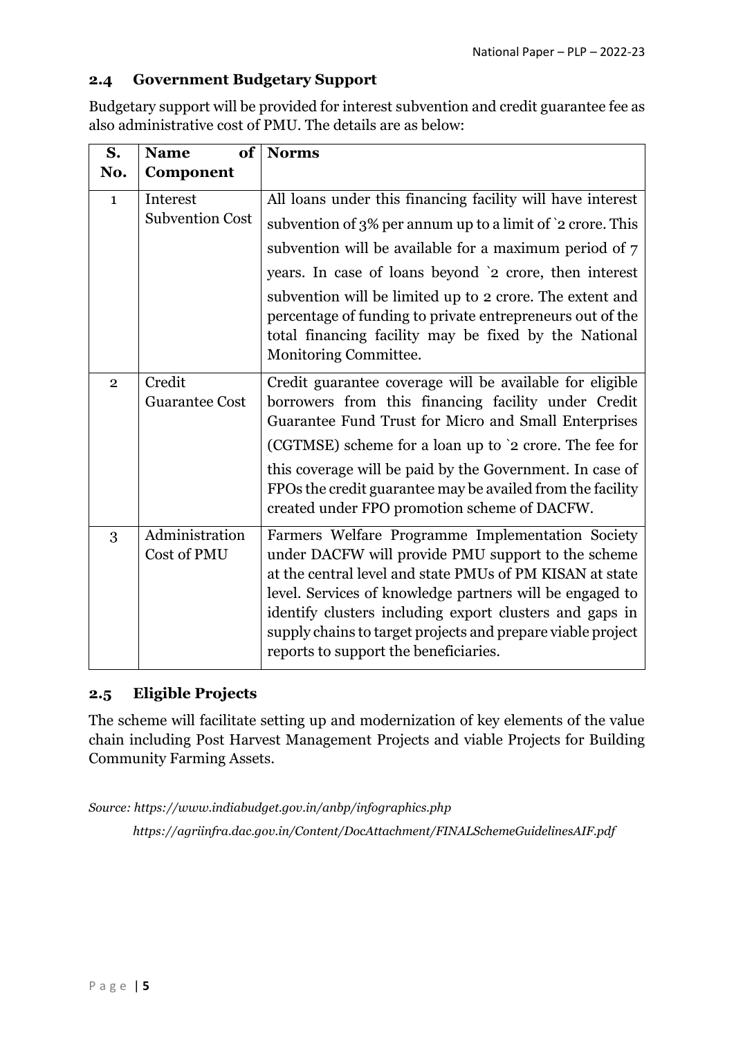### 2.4 Government Budgetary Support

Budgetary support will be provided for interest subvention and credit guarantee fee as also administrative cost of PMU. The details are as below:

| S. No. | Name of Component | Norms |
|---|---|---|
| 1 | Interest Subvention Cost | All loans under this financing facility will have interest subvention of 3% per annum up to a limit of `2 crore. This subvention will be available for a maximum period of 7 years. In case of loans beyond `2 crore, then interest subvention will be limited up to 2 crore. The extent and percentage of funding to private entrepreneurs out of the total financing facility may be fixed by the National Monitoring Committee. |
| 2 | Credit Guarantee Cost | Credit guarantee coverage will be available for eligible borrowers from this financing facility under Credit Guarantee Fund Trust for Micro and Small Enterprises (CGTMSE) scheme for a loan up to `2 crore. The fee for this coverage will be paid by the Government. In case of FPOs the credit guarantee may be availed from the facility created under FPO promotion scheme of DACFW. |
| 3 | Administration Cost of PMU | Farmers Welfare Programme Implementation Society under DACFW will provide PMU support to the scheme at the central level and state PMUs of PM KISAN at state level. Services of knowledge partners will be engaged to identify clusters including export clusters and gaps in supply chains to target projects and prepare viable project reports to support the beneficiaries. |

### 2.5 Eligible Projects

The scheme will facilitate setting up and modernization of key elements of the value chain including Post Harvest Management Projects and viable Projects for Building Community Farming Assets.

*Source: https://www.indiabudget.gov.in/anbp/infographics.php*

*https://agriinfra.dac.gov.in/Content/DocAttachment/FINALSchemeGuidelinesAIF.pdf*